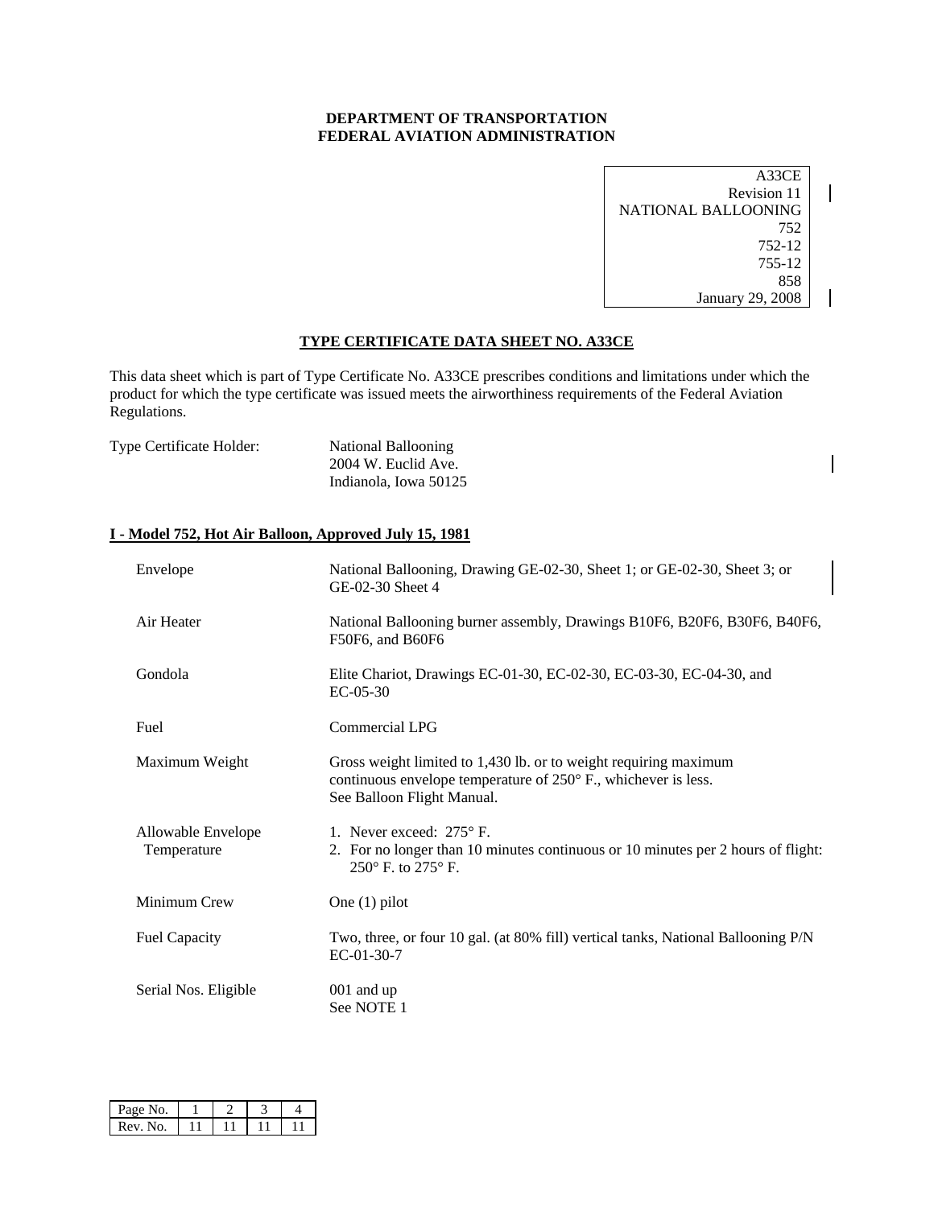**DEPARTMENT OF TRANSPORTATION**
**FEDERAL AVIATION ADMINISTRATION**

A33CE
Revision 11
NATIONAL BALLOONING
752
752-12
755-12
858
January 29, 2008

## TYPE CERTIFICATE DATA SHEET NO. A33CE

This data sheet which is part of Type Certificate No. A33CE prescribes conditions and limitations under which the product for which the type certificate was issued meets the airworthiness requirements of the Federal Aviation Regulations.

Type Certificate Holder: National Ballooning
2004 W. Euclid Ave.
Indianola, Iowa 50125

### I - Model 752, Hot Air Balloon, Approved July 15, 1981

| | |
|---|---|
| Envelope | National Ballooning, Drawing GE-02-30, Sheet 1; or GE-02-30, Sheet 3; or GE-02-30 Sheet 4 |
| Air Heater | National Ballooning burner assembly, Drawings B10F6, B20F6, B30F6, B40F6, F50F6, and B60F6 |
| Gondola | Elite Chariot, Drawings EC-01-30, EC-02-30, EC-03-30, EC-04-30, and EC-05-30 |
| Fuel | Commercial LPG |
| Maximum Weight | Gross weight limited to 1,430 lb. or to weight requiring maximum continuous envelope temperature of 250° F., whichever is less. See Balloon Flight Manual. |
| Allowable Envelope Temperature | 1. Never exceed: 275° F. 2. For no longer than 10 minutes continuous or 10 minutes per 2 hours of flight: 250° F. to 275° F. |
| Minimum Crew | One (1) pilot |
| Fuel Capacity | Two, three, or four 10 gal. (at 80% fill) vertical tanks, National Ballooning P/N EC-01-30-7 |
| Serial Nos. Eligible | 001 and up See NOTE 1 |

| Page No. | 1 | 2 | 3 | 4 |
|---|---|---|---|---|
| Rev. No. | 11 | 11 | 11 | 11 |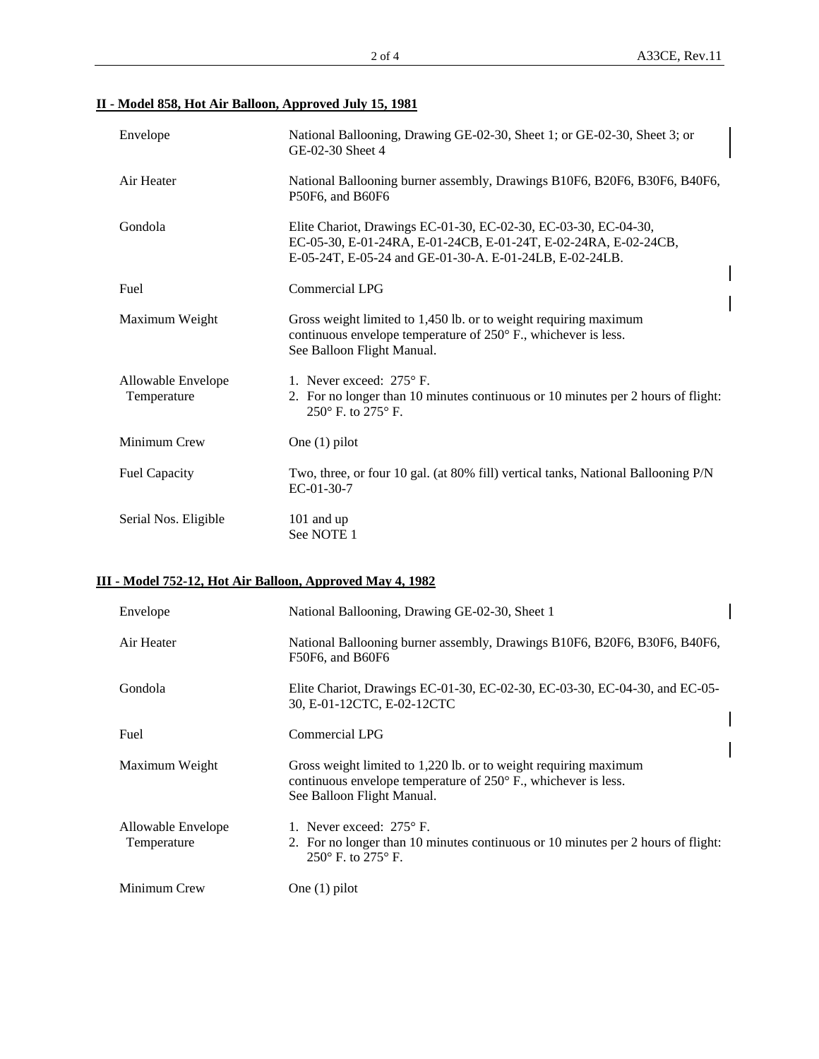## II - Model 858, Hot Air Balloon, Approved July 15, 1981

| | |
|---|---|
| Envelope | National Ballooning, Drawing GE-02-30, Sheet 1; or GE-02-30, Sheet 3; or GE-02-30 Sheet 4 |
| Air Heater | National Ballooning burner assembly, Drawings B10F6, B20F6, B30F6, B40F6, P50F6, and B60F6 |
| Gondola | Elite Chariot, Drawings EC-01-30, EC-02-30, EC-03-30, EC-04-30, EC-05-30, E-01-24RA, E-01-24CB, E-01-24T, E-02-24RA, E-02-24CB, E-05-24T, E-05-24 and GE-01-30-A. E-01-24LB, E-02-24LB. |
| Fuel | Commercial LPG |
| Maximum Weight | Gross weight limited to 1,450 lb. or to weight requiring maximum continuous envelope temperature of 250° F., whichever is less. See Balloon Flight Manual. |
| Allowable Envelope Temperature | 1. Never exceed: 275° F.<br>2. For no longer than 10 minutes continuous or 10 minutes per 2 hours of flight: 250° F. to 275° F. |
| Minimum Crew | One (1) pilot |
| Fuel Capacity | Two, three, or four 10 gal. (at 80% fill) vertical tanks, National Ballooning P/N EC-01-30-7 |
| Serial Nos. Eligible | 101 and up<br>See NOTE 1 |

## III - Model 752-12, Hot Air Balloon, Approved May 4, 1982

| | |
|---|---|
| Envelope | National Ballooning, Drawing GE-02-30, Sheet 1 |
| Air Heater | National Ballooning burner assembly, Drawings B10F6, B20F6, B30F6, B40F6, F50F6, and B60F6 |
| Gondola | Elite Chariot, Drawings EC-01-30, EC-02-30, EC-03-30, EC-04-30, and EC-05-30, E-01-12CTC, E-02-12CTC |
| Fuel | Commercial LPG |
| Maximum Weight | Gross weight limited to 1,220 lb. or to weight requiring maximum continuous envelope temperature of 250° F., whichever is less. See Balloon Flight Manual. |
| Allowable Envelope Temperature | 1. Never exceed: 275° F.<br>2. For no longer than 10 minutes continuous or 10 minutes per 2 hours of flight: 250° F. to 275° F. |
| Minimum Crew | One (1) pilot |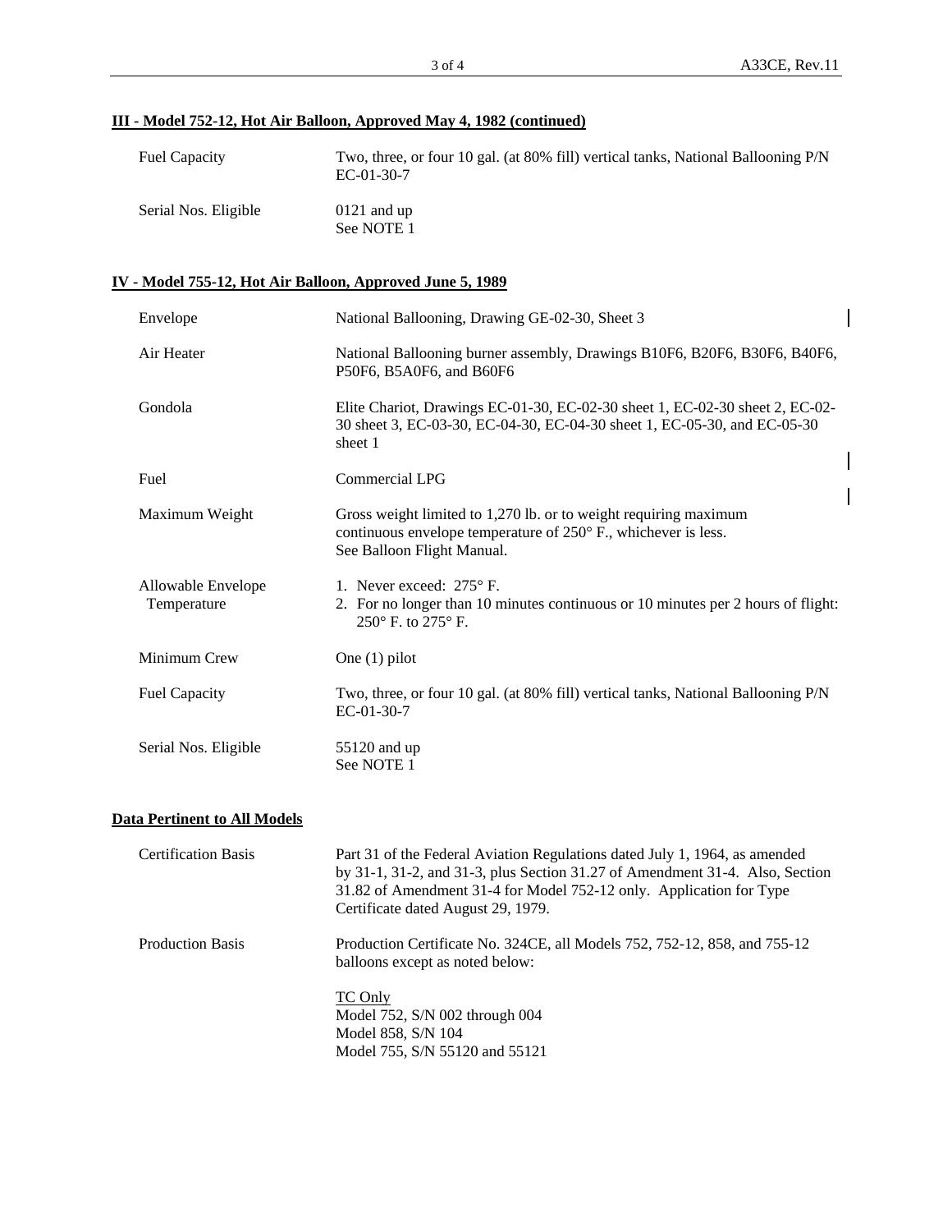**III - Model 752-12, Hot Air Balloon, Approved May 4, 1982 (continued)**

| | |
|---|---|
| Fuel Capacity | Two, three, or four 10 gal. (at 80% fill) vertical tanks, National Ballooning P/N EC-01-30-7 |
| Serial Nos. Eligible | 0121 and up<br>See NOTE 1 |

**IV - Model 755-12, Hot Air Balloon, Approved June 5, 1989**

| | |
|---|---|
| Envelope | National Ballooning, Drawing GE-02-30, Sheet 3 |
| Air Heater | National Ballooning burner assembly, Drawings B10F6, B20F6, B30F6, B40F6, P50F6, B5A0F6, and B60F6 |
| Gondola | Elite Chariot, Drawings EC-01-30, EC-02-30 sheet 1, EC-02-30 sheet 2, EC-02-30 sheet 3, EC-03-30, EC-04-30, EC-04-30 sheet 1, EC-05-30, and EC-05-30 sheet 1 |
| Fuel | Commercial LPG |
| Maximum Weight | Gross weight limited to 1,270 lb. or to weight requiring maximum continuous envelope temperature of 250° F., whichever is less. See Balloon Flight Manual. |
| Allowable Envelope Temperature | 1. Never exceed: 275° F.<br>2. For no longer than 10 minutes continuous or 10 minutes per 2 hours of flight: 250° F. to 275° F. |
| Minimum Crew | One (1) pilot |
| Fuel Capacity | Two, three, or four 10 gal. (at 80% fill) vertical tanks, National Ballooning P/N EC-01-30-7 |
| Serial Nos. Eligible | 55120 and up<br>See NOTE 1 |

**Data Pertinent to All Models**

| | |
|---|---|
| Certification Basis | Part 31 of the Federal Aviation Regulations dated July 1, 1964, as amended by 31-1, 31-2, and 31-3, plus Section 31.27 of Amendment 31-4. Also, Section 31.82 of Amendment 31-4 for Model 752-12 only. Application for Type Certificate dated August 29, 1979. |
| Production Basis | Production Certificate No. 324CE, all Models 752, 752-12, 858, and 755-12 balloons except as noted below:<br><br>TC Only<br>Model 752, S/N 002 through 004<br>Model 858, S/N 104<br>Model 755, S/N 55120 and 55121 |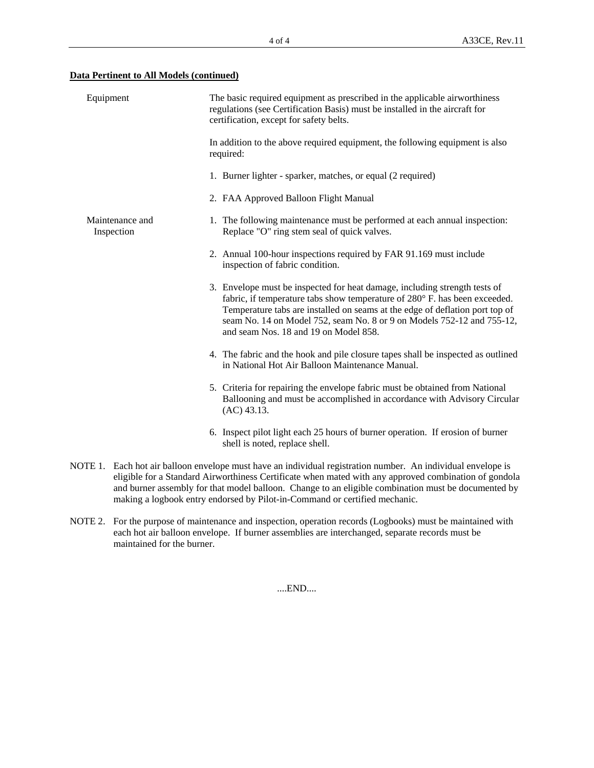**Data Pertinent to All Models (continued)**

| | |
|---|---|
| Equipment | The basic required equipment as prescribed in the applicable airworthiness regulations (see Certification Basis) must be installed in the aircraft for certification, except for safety belts.<br><br>In addition to the above required equipment, the following equipment is also required:<br><br>1. Burner lighter - sparker, matches, or equal (2 required)<br><br>2. FAA Approved Balloon Flight Manual |
| Maintenance and Inspection | 1. The following maintenance must be performed at each annual inspection: Replace "O" ring stem seal of quick valves.<br><br>2. Annual 100-hour inspections required by FAR 91.169 must include inspection of fabric condition.<br><br>3. Envelope must be inspected for heat damage, including strength tests of fabric, if temperature tabs show temperature of 280° F. has been exceeded. Temperature tabs are installed on seams at the edge of deflation port top of seam No. 14 on Model 752, seam No. 8 or 9 on Models 752-12 and 755-12, and seam Nos. 18 and 19 on Model 858.<br><br>4. The fabric and the hook and pile closure tapes shall be inspected as outlined in National Hot Air Balloon Maintenance Manual.<br><br>5. Criteria for repairing the envelope fabric must be obtained from National Ballooning and must be accomplished in accordance with Advisory Circular (AC) 43.13.<br><br>6. Inspect pilot light each 25 hours of burner operation. If erosion of burner shell is noted, replace shell. |

NOTE 1. Each hot air balloon envelope must have an individual registration number. An individual envelope is eligible for a Standard Airworthiness Certificate when mated with any approved combination of gondola and burner assembly for that model balloon. Change to an eligible combination must be documented by making a logbook entry endorsed by Pilot-in-Command or certified mechanic.

NOTE 2. For the purpose of maintenance and inspection, operation records (Logbooks) must be maintained with each hot air balloon envelope. If burner assemblies are interchanged, separate records must be maintained for the burner.

....END....